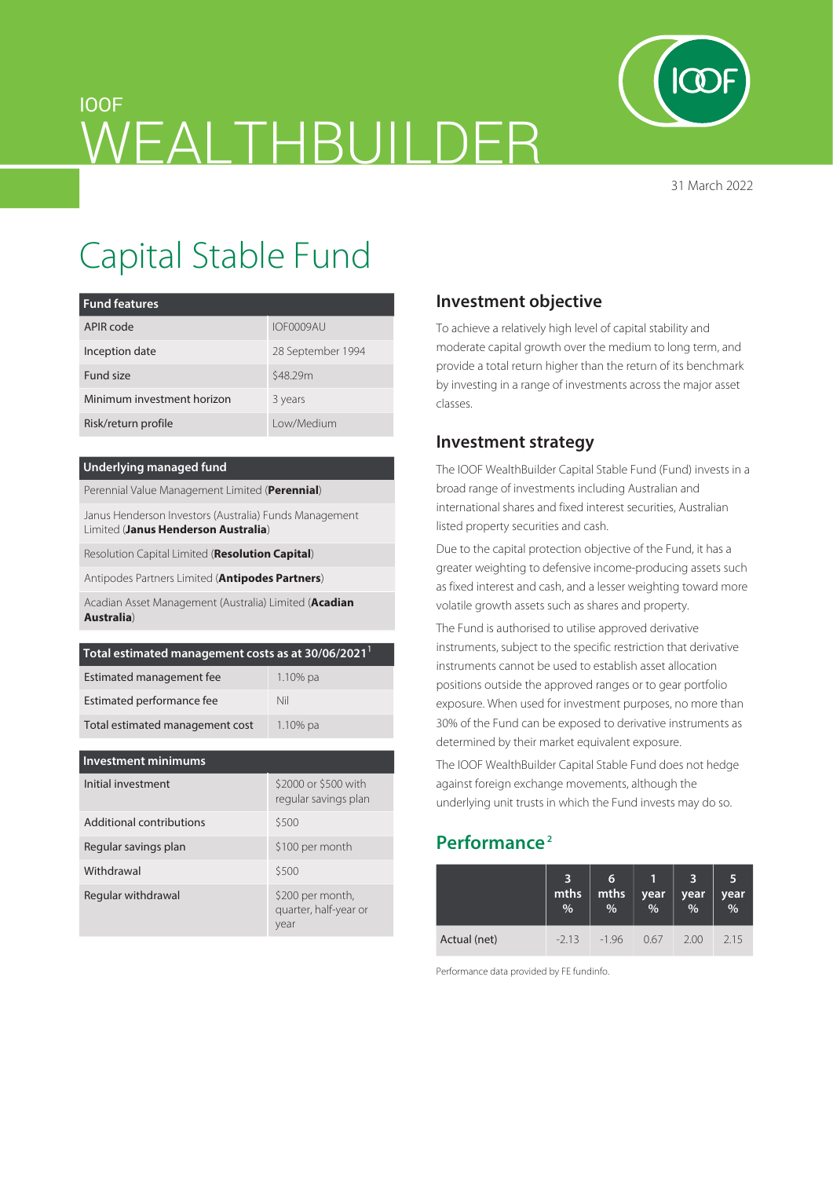IOOF

# WEALTHBUILDER

31 March 2022

# Capital Stable Fund

| Fund features | |
|---|---|
| APIR code | IOF0009AU |
| Inception date | 28 September 1994 |
| Fund size | $48.29m |
| Minimum investment horizon | 3 years |
| Risk/return profile | Low/Medium |

| Underlying managed fund |
|---|
| Perennial Value Management Limited (**Perennial**) |
| Janus Henderson Investors (Australia) Funds Management Limited (**Janus Henderson Australia**) |
| Resolution Capital Limited (**Resolution Capital**) |
| Antipodes Partners Limited (**Antipodes Partners**) |
| Acadian Asset Management (Australia) Limited (**Acadian Australia**) |

| Total estimated management costs as at 30/06/2021[1] | |
|---|---|
| Estimated management fee | 1.10% pa |
| Estimated performance fee | Nil |
| Total estimated management cost | 1.10% pa |

| Investment minimums | |
|---|---|
| Initial investment | $2000 or $500 with regular savings plan |
| Additional contributions | $500 |
| Regular savings plan | $100 per month |
| Withdrawal | $500 |
| Regular withdrawal | $200 per month, quarter, half-year or year |

## Investment objective

To achieve a relatively high level of capital stability and moderate capital growth over the medium to long term, and provide a total return higher than the return of its benchmark by investing in a range of investments across the major asset classes.

## Investment strategy

The IOOF WealthBuilder Capital Stable Fund (Fund) invests in a broad range of investments including Australian and international shares and fixed interest securities, Australian listed property securities and cash.

Due to the capital protection objective of the Fund, it has a greater weighting to defensive income-producing assets such as fixed interest and cash, and a lesser weighting toward more volatile growth assets such as shares and property.

The Fund is authorised to utilise approved derivative instruments, subject to the specific restriction that derivative instruments cannot be used to establish asset allocation positions outside the approved ranges or to gear portfolio exposure. When used for investment purposes, no more than 30% of the Fund can be exposed to derivative instruments as determined by their market equivalent exposure.

The IOOF WealthBuilder Capital Stable Fund does not hedge against foreign exchange movements, although the underlying unit trusts in which the Fund invests may do so.

## Performance[2]

| | 3 mths % | 6 mths % | 1 year % | 3 year % | 5 year % |
|---|---|---|---|---|---|
| Actual (net) | -2.13 | -1.96 | 0.67 | 2.00 | 2.15 |

Performance data provided by FE fundinfo.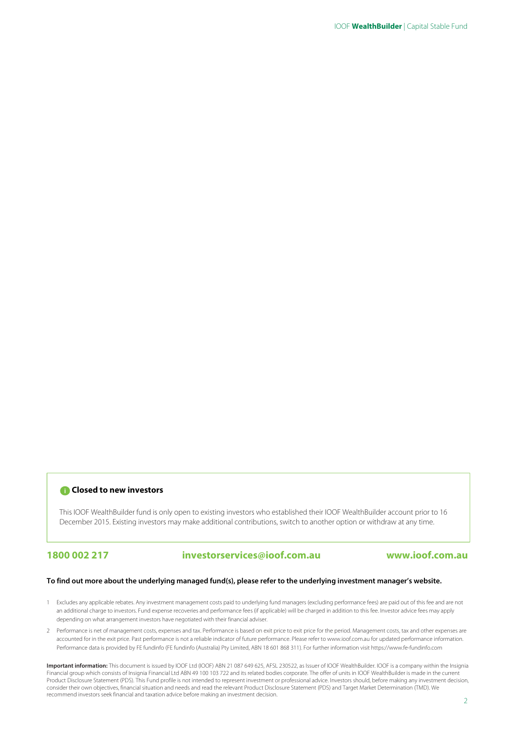### Closed to new investors

This IOOF WealthBuilder fund is only open to existing investors who established their IOOF WealthBuilder account prior to 16 December 2015. Existing investors may make additional contributions, switch to another option or withdraw at any time.

**1800 002 217** **investorservices@ioof.com.au** **www.ioof.com.au**

**To find out more about the underlying managed fund(s), please refer to the underlying investment manager's website.**

1 Excludes any applicable rebates. Any investment management costs paid to underlying fund managers (excluding performance fees) are paid out of this fee and are not an additional charge to investors. Fund expense recoveries and performance fees (if applicable) will be charged in addition to this fee. Investor advice fees may apply depending on what arrangement investors have negotiated with their financial adviser.

2 Performance is net of management costs, expenses and tax. Performance is based on exit price to exit price for the period. Management costs, tax and other expenses are accounted for in the exit price. Past performance is not a reliable indicator of future performance. Please refer to www.ioof.com.au for updated performance information. Performance data is provided by FE fundinfo (FE fundinfo (Australia) Pty Limited, ABN 18 601 868 311). For further information visit https://www.fe-fundinfo.com

**Important information:** This document is issued by IOOF Ltd (IOOF) ABN 21 087 649 625, AFSL 230522, as Issuer of IOOF WealthBuilder. IOOF is a company within the Insignia Financial group which consists of Insignia Financial Ltd ABN 49 100 103 722 and its related bodies corporate. The offer of units in IOOF WealthBuilder is made in the current Product Disclosure Statement (PDS). This Fund profile is not intended to represent investment or professional advice. Investors should, before making any investment decision, consider their own objectives, financial situation and needs and read the relevant Product Disclosure Statement (PDS) and Target Market Determination (TMD). We recommend investors seek financial and taxation advice before making an investment decision.